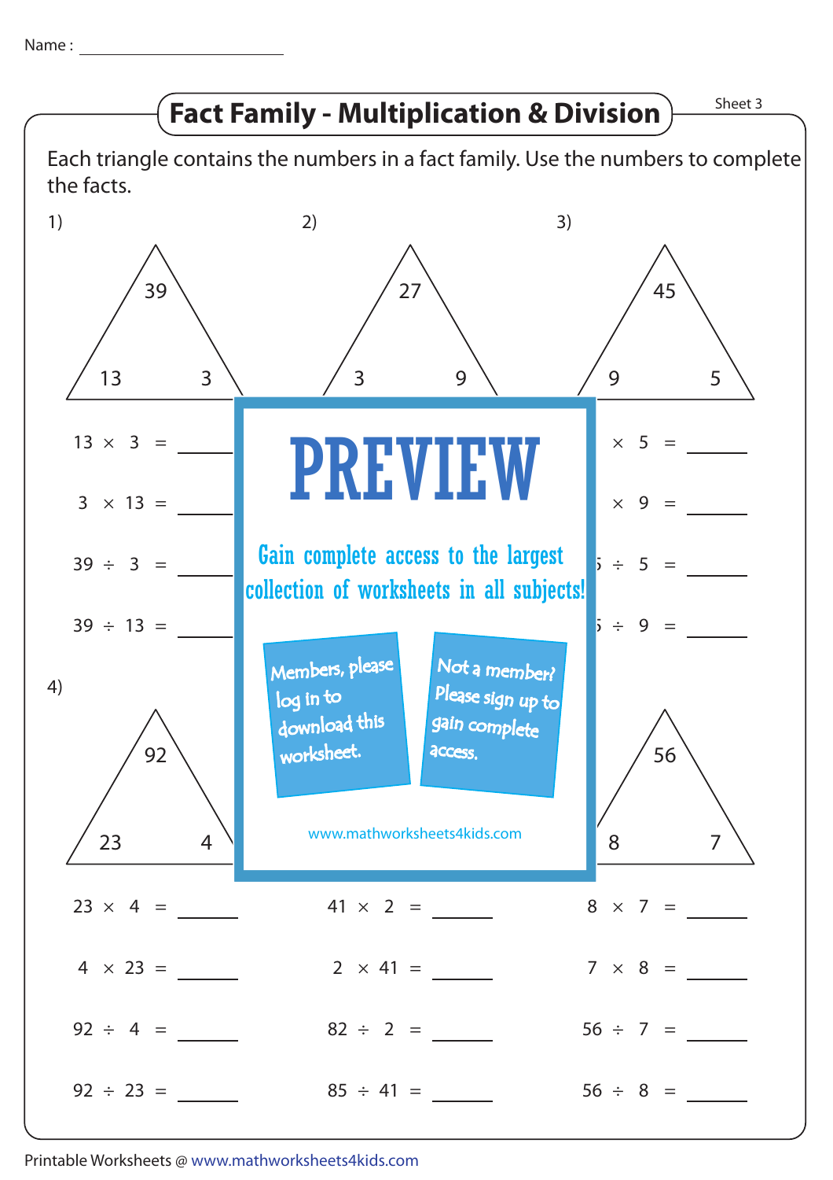Name : ____________________

# Fact Family - Multiplication & Division

Sheet 3

Each triangle contains the numbers in a fact family. Use the numbers to complete the facts.

1) Triangle: 39, 13, 3

$13 \times 3 =$ ______

$3 \times 13 =$ ______

$39 \div 3 =$ ______

$39 \div 13 =$ ______

2) Triangle: 27, 3, 9

3) Triangle: 45, 9, 5

$\times\ 5 =$ ______

$\times\ 9 =$ ______

$\div\ 5 =$ ______

$\div\ 9 =$ ______

PREVIEW

Gain complete access to the largest collection of worksheets in all subjects!

Members, please log in to download this worksheet.

Not a member? Please sign up to gain complete access.

www.mathworksheets4kids.com

4) Triangle: 92, 23, 4

$23 \times 4 =$ ______

$4 \times 23 =$ ______

$92 \div 4 =$ ______

$92 \div 23 =$ ______

5)

$41 \times 2 =$ ______

$2 \times 41 =$ ______

$82 \div 2 =$ ______

$85 \div 41 =$ ______

6) Triangle: 56, 8, 7

$8 \times 7 =$ ______

$7 \times 8 =$ ______

$56 \div 7 =$ ______

$56 \div 8 =$ ______

Printable Worksheets @ www.mathworksheets4kids.com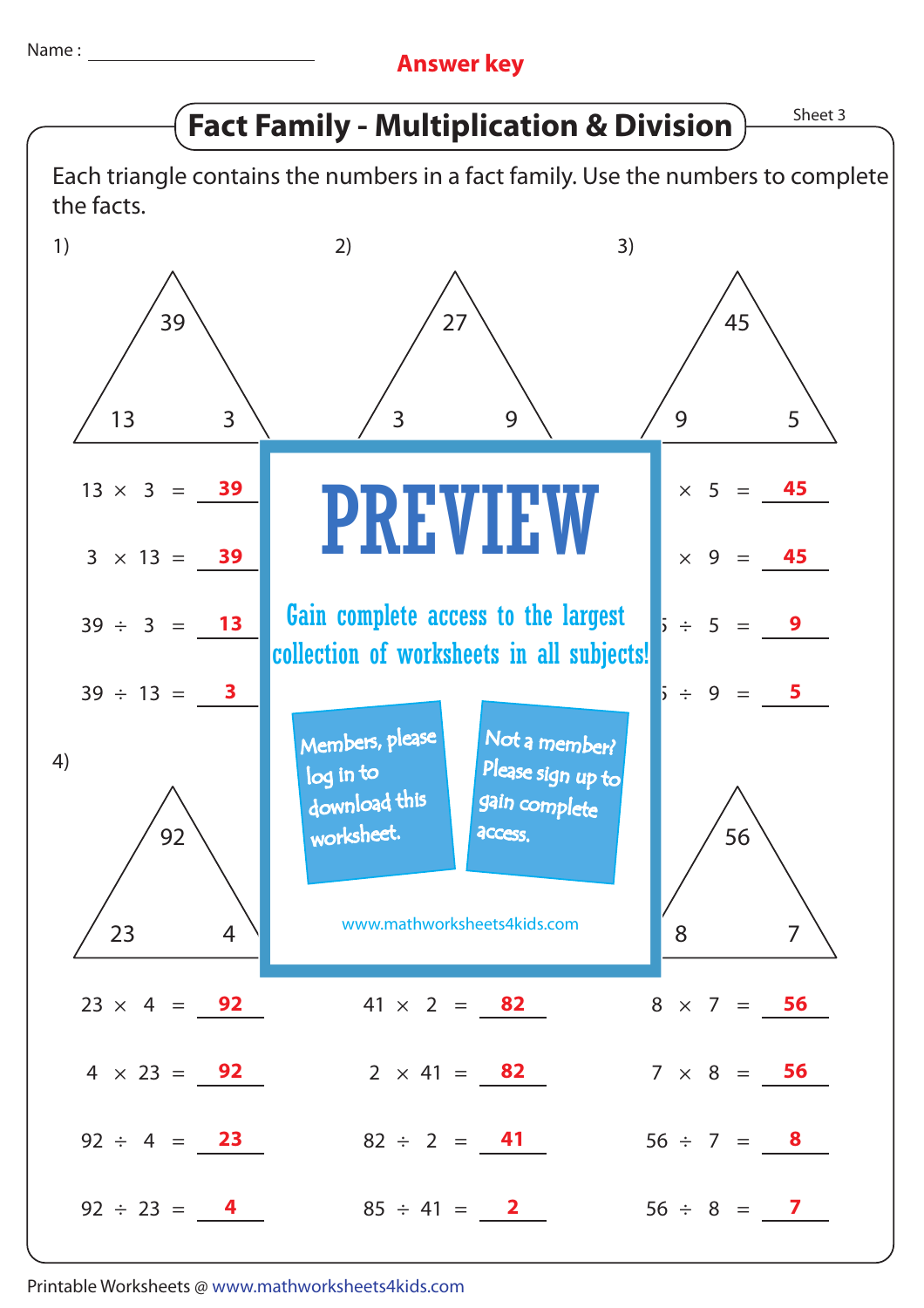Name : ________________

**Answer key**

# Fact Family - Multiplication & Division

Sheet 3

Each triangle contains the numbers in a fact family. Use the numbers to complete the facts.

1)

39

13 3

$13 \times 3 =$ **39**

$3 \times 13 =$ **39**

$39 \div 3 =$ **13**

$39 \div 13 =$ **3**

2)

27

3 9

3)

45

9 5

$\times 5 =$ **45**

$\times 9 =$ **45**

$\div 5 =$ **9**

$\div 9 =$ **5**

4)

92

23 4

$23 \times 4 =$ **92**

$4 \times 23 =$ **92**

$92 \div 4 =$ **23**

$92 \div 23 =$ **4**

$41 \times 2 =$ **82**

$2 \times 41 =$ **82**

$82 \div 2 =$ **41**

$85 \div 41 =$ **2**

56

8 7

$8 \times 7 =$ **56**

$7 \times 8 =$ **56**

$56 \div 7 =$ **8**

$56 \div 8 =$ **7**

PREVIEW

Gain complete access to the largest collection of worksheets in all subjects!

Members, please log in to download this worksheet.

Not a member? Please sign up to gain complete access.

www.mathworksheets4kids.com

Printable Worksheets @ www.mathworksheets4kids.com